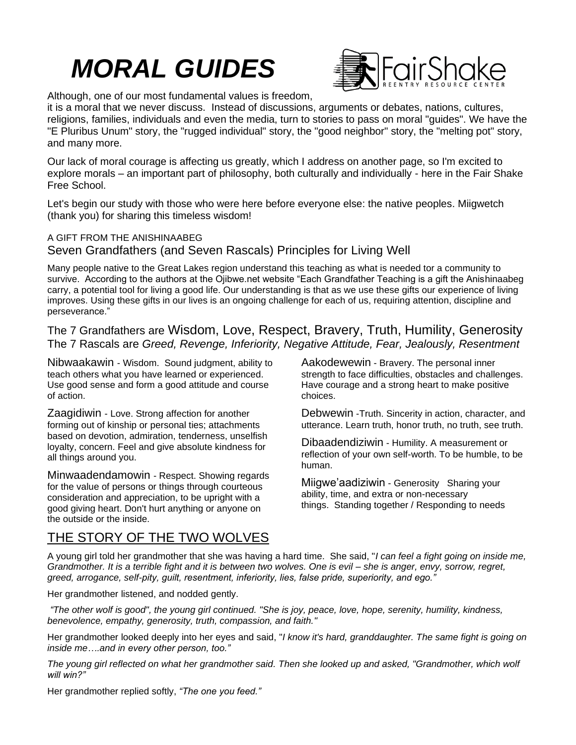# *MORAL GUIDES*

FairShake
REENTRY RESOURCE CENTER

Although, one of our most fundamental values is freedom, it is a moral that we never discuss. Instead of discussions, arguments or debates, nations, cultures, religions, families, individuals and even the media, turn to stories to pass on moral "guides". We have the "E Pluribus Unum" story, the "rugged individual" story, the "good neighbor" story, the "melting pot" story, and many more.

Our lack of moral courage is affecting us greatly, which I address on another page, so I'm excited to explore morals – an important part of philosophy, both culturally and individually - here in the Fair Shake Free School.

Let's begin our study with those who were here before everyone else: the native peoples. Miigwetch (thank you) for sharing this timeless wisdom!

A GIFT FROM THE ANISHINAABEG

## Seven Grandfathers (and Seven Rascals) Principles for Living Well

Many people native to the Great Lakes region understand this teaching as what is needed tor a community to survive. According to the authors at the Ojibwe.net website "Each Grandfather Teaching is a gift the Anishinaabeg carry, a potential tool for living a good life. Our understanding is that as we use these gifts our experience of living improves. Using these gifts in our lives is an ongoing challenge for each of us, requiring attention, discipline and perseverance."

The 7 Grandfathers are Wisdom, Love, Respect, Bravery, Truth, Humility, Generosity
The 7 Rascals are *Greed, Revenge, Inferiority, Negative Attitude, Fear, Jealously, Resentment*

Nibwaakawin - Wisdom. Sound judgment, ability to teach others what you have learned or experienced. Use good sense and form a good attitude and course of action.

Zaagidiwin - Love. Strong affection for another forming out of kinship or personal ties; attachments based on devotion, admiration, tenderness, unselfish loyalty, concern. Feel and give absolute kindness for all things around you.

Minwaadendamowin - Respect. Showing regards for the value of persons or things through courteous consideration and appreciation, to be upright with a good giving heart. Don't hurt anything or anyone on the outside or the inside.

Aakodewewin - Bravery. The personal inner strength to face difficulties, obstacles and challenges. Have courage and a strong heart to make positive choices.

Debwewin -Truth. Sincerity in action, character, and utterance. Learn truth, honor truth, no truth, see truth.

Dibaadendiziwin - Humility. A measurement or reflection of your own self-worth. To be humble, to be human.

Miigwe'aadiziwin - Generosity Sharing your ability, time, and extra or non-necessary things. Standing together / Responding to needs

## THE STORY OF THE TWO WOLVES

A young girl told her grandmother that she was having a hard time. She said, "*I can feel a fight going on inside me, Grandmother. It is a terrible fight and it is between two wolves. One is evil – she is anger, envy, sorrow, regret, greed, arrogance, self-pity, guilt, resentment, inferiority, lies, false pride, superiority, and ego."*

Her grandmother listened, and nodded gently.

*"The other wolf is good", the young girl continued. "She is joy, peace, love, hope, serenity, humility, kindness, benevolence, empathy, generosity, truth, compassion, and faith."*

Her grandmother looked deeply into her eyes and said, "*I know it's hard, granddaughter. The same fight is going on inside me….and in every other person, too."*

*The young girl reflected on what her grandmother said. Then she looked up and asked, "Grandmother, which wolf will win?"*

Her grandmother replied softly, *"The one you feed."*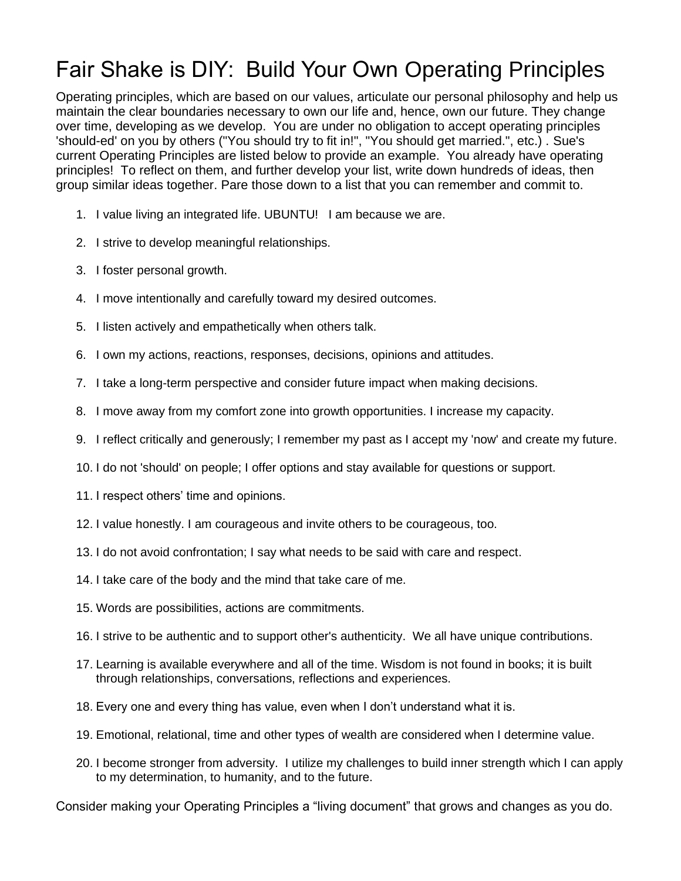# Fair Shake is DIY: Build Your Own Operating Principles

Operating principles, which are based on our values, articulate our personal philosophy and help us maintain the clear boundaries necessary to own our life and, hence, own our future. They change over time, developing as we develop. You are under no obligation to accept operating principles 'should-ed' on you by others ("You should try to fit in!", "You should get married.", etc.) . Sue's current Operating Principles are listed below to provide an example. You already have operating principles! To reflect on them, and further develop your list, write down hundreds of ideas, then group similar ideas together. Pare those down to a list that you can remember and commit to.

1. I value living an integrated life. UBUNTU! I am because we are.
2. I strive to develop meaningful relationships.
3. I foster personal growth.
4. I move intentionally and carefully toward my desired outcomes.
5. I listen actively and empathetically when others talk.
6. I own my actions, reactions, responses, decisions, opinions and attitudes.
7. I take a long-term perspective and consider future impact when making decisions.
8. I move away from my comfort zone into growth opportunities. I increase my capacity.
9. I reflect critically and generously; I remember my past as I accept my 'now' and create my future.
10. I do not 'should' on people; I offer options and stay available for questions or support.
11. I respect others' time and opinions.
12. I value honestly. I am courageous and invite others to be courageous, too.
13. I do not avoid confrontation; I say what needs to be said with care and respect.
14. I take care of the body and the mind that take care of me.
15. Words are possibilities, actions are commitments.
16. I strive to be authentic and to support other's authenticity. We all have unique contributions.
17. Learning is available everywhere and all of the time. Wisdom is not found in books; it is built through relationships, conversations, reflections and experiences.
18. Every one and every thing has value, even when I don't understand what it is.
19. Emotional, relational, time and other types of wealth are considered when I determine value.
20. I become stronger from adversity. I utilize my challenges to build inner strength which I can apply to my determination, to humanity, and to the future.

Consider making your Operating Principles a "living document" that grows and changes as you do.